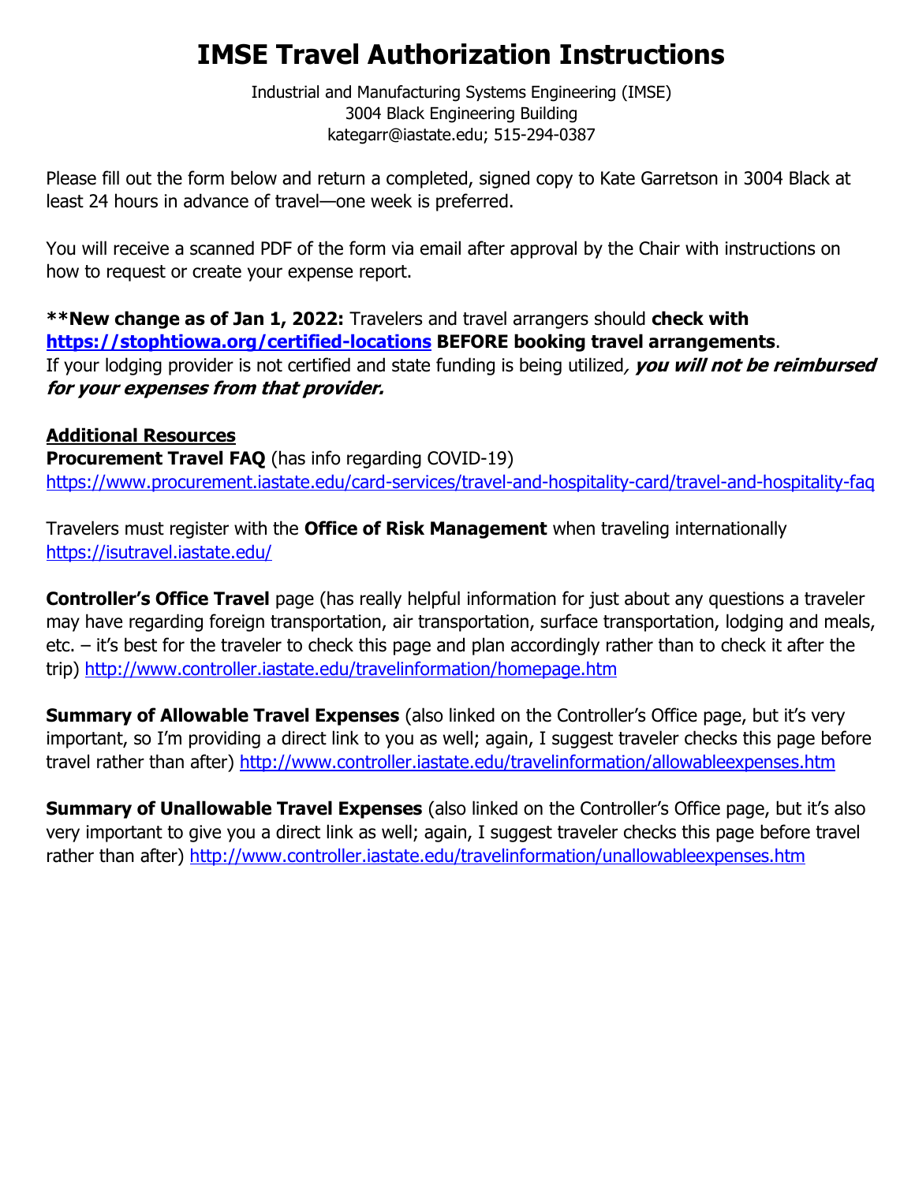# IMSE Travel Authorization Instructions

Industrial and Manufacturing Systems Engineering (IMSE)
3004 Black Engineering Building
kategarr@iastate.edu; 515-294-0387

Please fill out the form below and return a completed, signed copy to Kate Garretson in 3004 Black at least 24 hours in advance of travel—one week is preferred.

You will receive a scanned PDF of the form via email after approval by the Chair with instructions on how to request or create your expense report.

****New change as of Jan 1, 2022:** Travelers and travel arrangers should **check with https://stophtiowa.org/certified-locations BEFORE booking travel arrangements**. If your lodging provider is not certified and state funding is being utilized***, you will not be reimbursed for your expenses from that provider.***

**Additional Resources**

**Procurement Travel FAQ** (has info regarding COVID-19)
https://www.procurement.iastate.edu/card-services/travel-and-hospitality-card/travel-and-hospitality-faq

Travelers must register with the **Office of Risk Management** when traveling internationally
https://isutravel.iastate.edu/

**Controller's Office Travel** page (has really helpful information for just about any questions a traveler may have regarding foreign transportation, air transportation, surface transportation, lodging and meals, etc. – it's best for the traveler to check this page and plan accordingly rather than to check it after the trip) http://www.controller.iastate.edu/travelinformation/homepage.htm

**Summary of Allowable Travel Expenses** (also linked on the Controller's Office page, but it's very important, so I'm providing a direct link to you as well; again, I suggest traveler checks this page before travel rather than after) http://www.controller.iastate.edu/travelinformation/allowableexpenses.htm

**Summary of Unallowable Travel Expenses** (also linked on the Controller's Office page, but it's also very important to give you a direct link as well; again, I suggest traveler checks this page before travel rather than after) http://www.controller.iastate.edu/travelinformation/unallowableexpenses.htm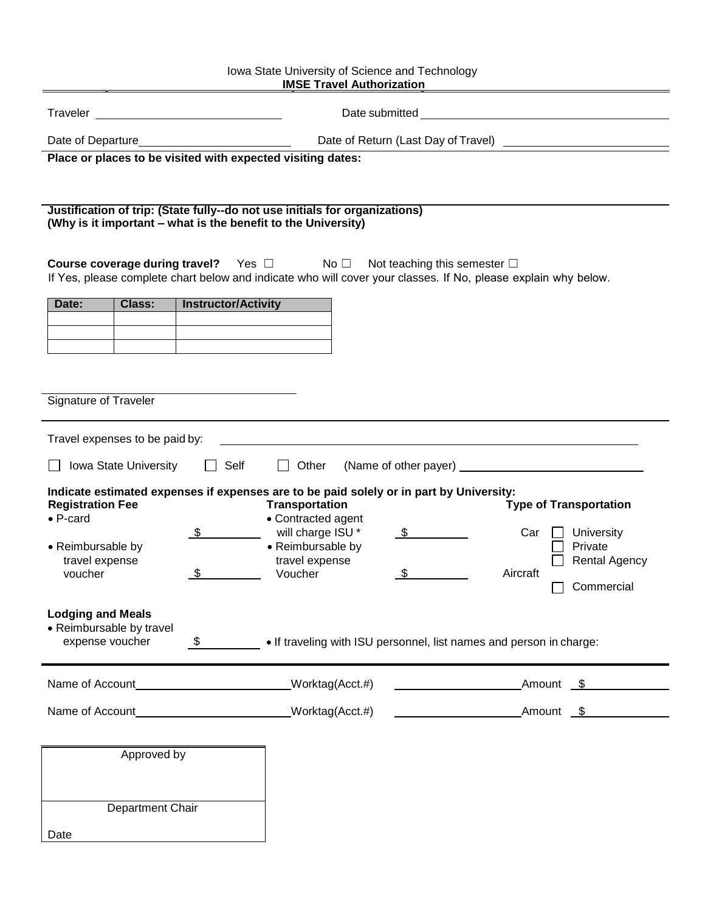Iowa State University of Science and Technology

**IMSE Travel Authorization**

Traveler ______________________ Date submitted ______________________

Date of Departure ______________________ Date of Return (Last Day of Travel) ______________________

**Place or places to be visited with expected visiting dates:**

**Justification of trip: (State fully--do not use initials for organizations)**
**(Why is it important – what is the benefit to the University)**

**Course coverage during travel?** Yes ☐ No ☐ Not teaching this semester ☐

If Yes, please complete chart below and indicate who will cover your classes. If No, please explain why below.

| Date: | Class: | Instructor/Activity |
|---|---|---|
| | | |
| | | |
| | | |

______________________
Signature of Traveler

Travel expenses to be paid by: ______________________

☐ Iowa State University ☐ Self ☐ Other (Name of other payer) ______________________

**Indicate estimated expenses if expenses are to be paid solely or in part by University:**

**Registration Fee**
- P-card $ ________
- Reimbursable by travel expense voucher $ ________

**Transportation**
- Contracted agent will charge ISU * $ ________
- Reimbursable by travel expense Voucher $ ________

**Type of Transportation**

Car ☐ University ☐ Private ☐ Rental Agency

Aircraft ☐ Commercial

**Lodging and Meals**
- Reimbursable by travel expense voucher $ ________

- If traveling with ISU personnel, list names and person in charge:

Name of Account ______________________ Worktag(Acct.#) ______________________ Amount $ ________

Name of Account ______________________ Worktag(Acct.#) ______________________ Amount $ ________

| Approved by |
|---|
| Department Chair |
| Date |